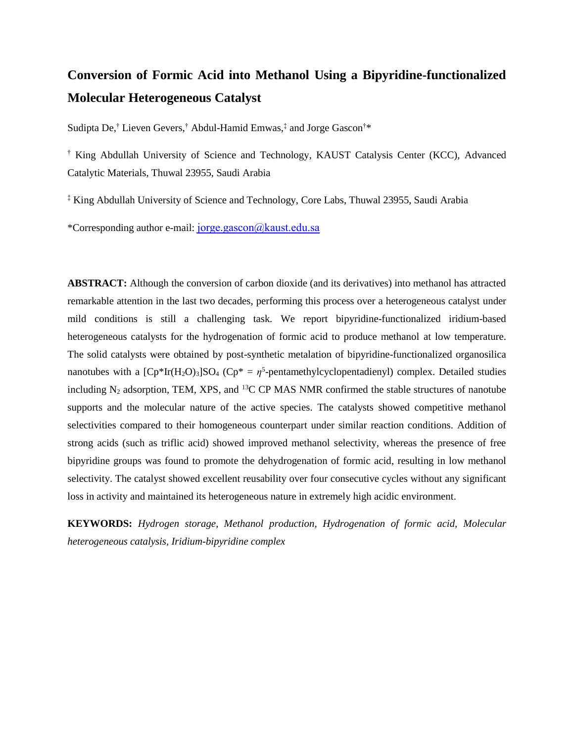# Conversion of Formic Acid into Methanol Using a Bipyridine-functionalized Molecular Heterogeneous Catalyst

Sudipta De,[†] Lieven Gevers,[†] Abdul-Hamid Emwas,[‡] and Jorge Gascon[†]*

[†] King Abdullah University of Science and Technology, KAUST Catalysis Center (KCC), Advanced Catalytic Materials, Thuwal 23955, Saudi Arabia

[‡] King Abdullah University of Science and Technology, Core Labs, Thuwal 23955, Saudi Arabia

*Corresponding author e-mail: jorge.gascon@kaust.edu.sa

**ABSTRACT:** Although the conversion of carbon dioxide (and its derivatives) into methanol has attracted remarkable attention in the last two decades, performing this process over a heterogeneous catalyst under mild conditions is still a challenging task. We report bipyridine-functionalized iridium-based heterogeneous catalysts for the hydrogenation of formic acid to produce methanol at low temperature. The solid catalysts were obtained by post-synthetic metalation of bipyridine-functionalized organosilica nanotubes with a $[Cp^*Ir(H_2O)_3]SO_4$ ($Cp^*$ = $\eta^5$-pentamethylcyclopentadienyl) complex. Detailed studies including $N_2$ adsorption, TEM, XPS, and $^{13}C$ CP MAS NMR confirmed the stable structures of nanotube supports and the molecular nature of the active species. The catalysts showed competitive methanol selectivities compared to their homogeneous counterpart under similar reaction conditions. Addition of strong acids (such as triflic acid) showed improved methanol selectivity, whereas the presence of free bipyridine groups was found to promote the dehydrogenation of formic acid, resulting in low methanol selectivity. The catalyst showed excellent reusability over four consecutive cycles without any significant loss in activity and maintained its heterogeneous nature in extremely high acidic environment.

**KEYWORDS:** *Hydrogen storage, Methanol production, Hydrogenation of formic acid, Molecular heterogeneous catalysis, Iridium-bipyridine complex*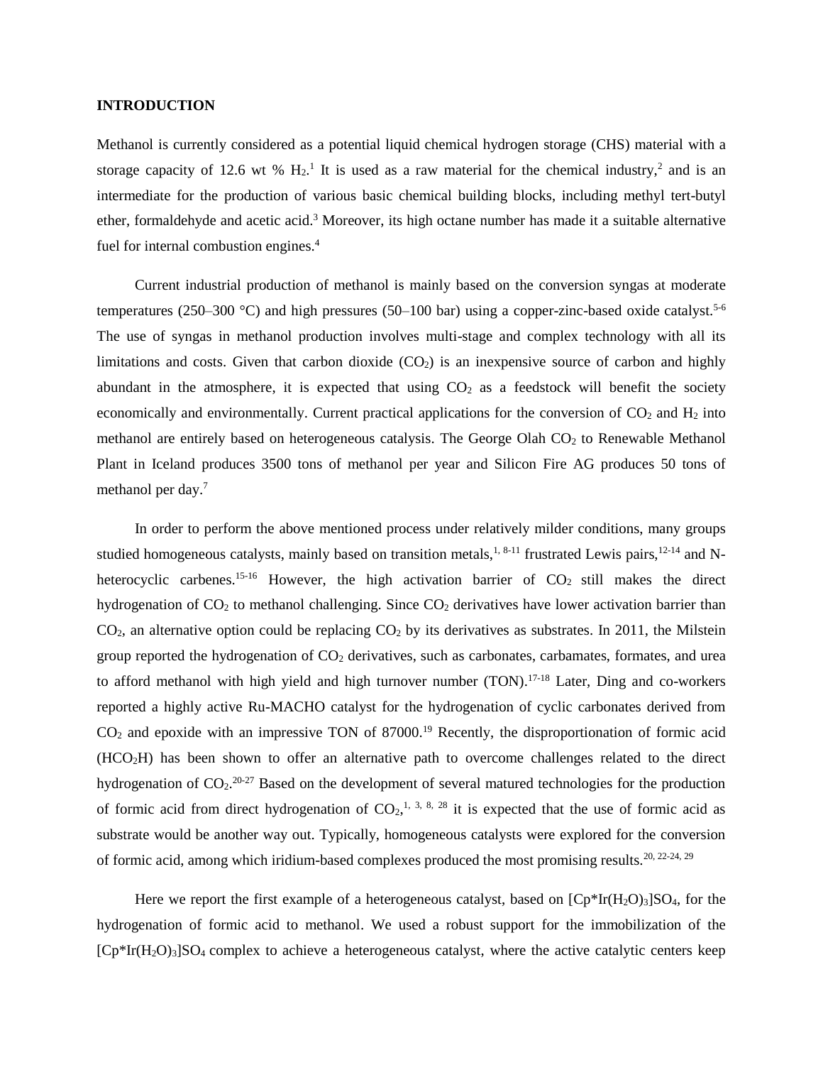## INTRODUCTION

Methanol is currently considered as a potential liquid chemical hydrogen storage (CHS) material with a storage capacity of 12.6 wt % $H_2$.[1] It is used as a raw material for the chemical industry,[2] and is an intermediate for the production of various basic chemical building blocks, including methyl tert-butyl ether, formaldehyde and acetic acid.[3] Moreover, its high octane number has made it a suitable alternative fuel for internal combustion engines.[4]

Current industrial production of methanol is mainly based on the conversion syngas at moderate temperatures (250–300 °C) and high pressures (50–100 bar) using a copper-zinc-based oxide catalyst.[5-6] The use of syngas in methanol production involves multi-stage and complex technology with all its limitations and costs. Given that carbon dioxide ($CO_2$) is an inexpensive source of carbon and highly abundant in the atmosphere, it is expected that using $CO_2$ as a feedstock will benefit the society economically and environmentally. Current practical applications for the conversion of $CO_2$ and $H_2$ into methanol are entirely based on heterogeneous catalysis. The George Olah $CO_2$ to Renewable Methanol Plant in Iceland produces 3500 tons of methanol per year and Silicon Fire AG produces 50 tons of methanol per day.[7]

In order to perform the above mentioned process under relatively milder conditions, many groups studied homogeneous catalysts, mainly based on transition metals,[1, 8-11] frustrated Lewis pairs,[12-14] and N-heterocyclic carbenes.[15-16] However, the high activation barrier of $CO_2$ still makes the direct hydrogenation of $CO_2$ to methanol challenging. Since $CO_2$ derivatives have lower activation barrier than $CO_2$, an alternative option could be replacing $CO_2$ by its derivatives as substrates. In 2011, the Milstein group reported the hydrogenation of $CO_2$ derivatives, such as carbonates, carbamates, formates, and urea to afford methanol with high yield and high turnover number (TON).[17-18] Later, Ding and co-workers reported a highly active Ru-MACHO catalyst for the hydrogenation of cyclic carbonates derived from $CO_2$ and epoxide with an impressive TON of 87000.[19] Recently, the disproportionation of formic acid ($HCO_2H$) has been shown to offer an alternative path to overcome challenges related to the direct hydrogenation of $CO_2$.[20-27] Based on the development of several matured technologies for the production of formic acid from direct hydrogenation of $CO_2$,[1, 3, 8, 28] it is expected that the use of formic acid as substrate would be another way out. Typically, homogeneous catalysts were explored for the conversion of formic acid, among which iridium-based complexes produced the most promising results.[20, 22-24, 29]

Here we report the first example of a heterogeneous catalyst, based on $[Cp^*Ir(H_2O)_3]SO_4$, for the hydrogenation of formic acid to methanol. We used a robust support for the immobilization of the $[Cp^*Ir(H_2O)_3]SO_4$ complex to achieve a heterogeneous catalyst, where the active catalytic centers keep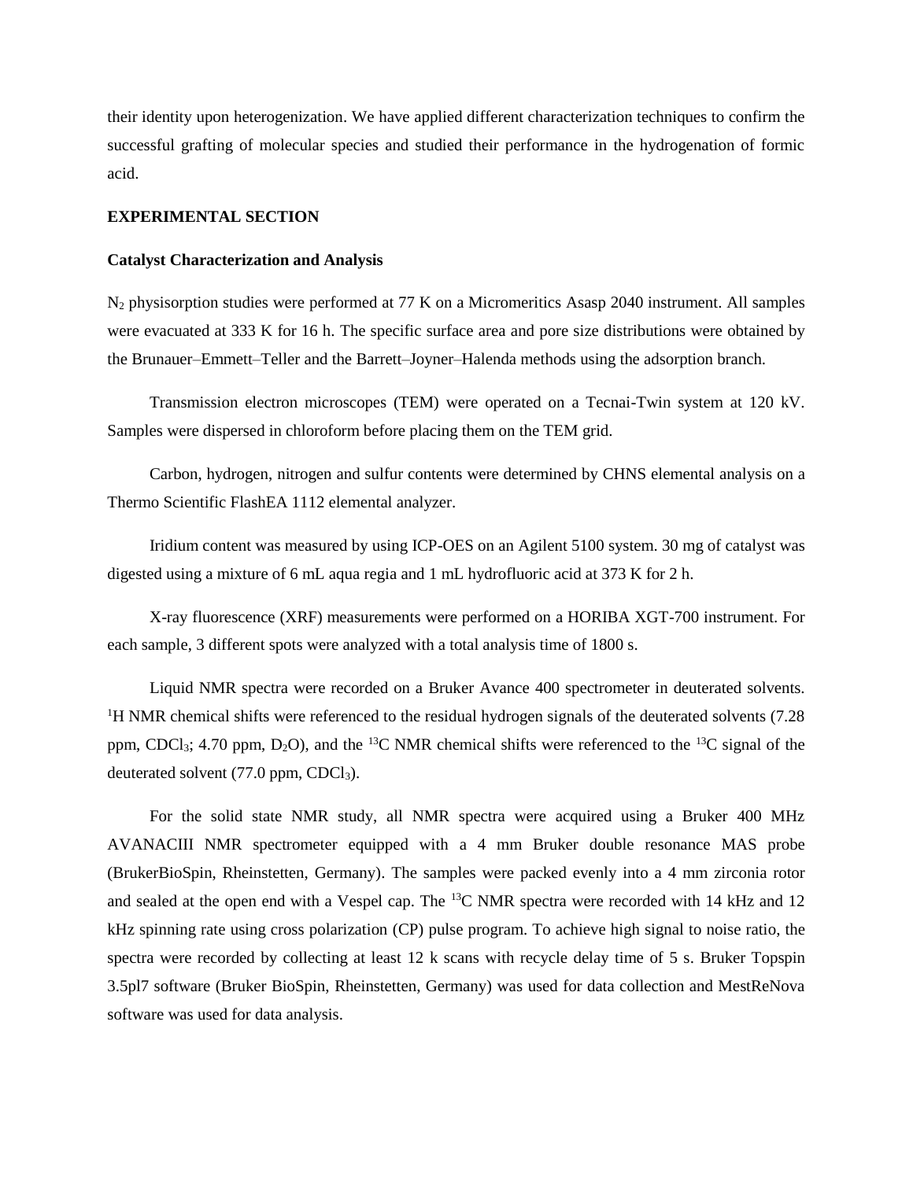their identity upon heterogenization. We have applied different characterization techniques to confirm the successful grafting of molecular species and studied their performance in the hydrogenation of formic acid.

## EXPERIMENTAL SECTION

### Catalyst Characterization and Analysis

$N_2$ physisorption studies were performed at 77 K on a Micromeritics Asasp 2040 instrument. All samples were evacuated at 333 K for 16 h. The specific surface area and pore size distributions were obtained by the Brunauer–Emmett–Teller and the Barrett–Joyner–Halenda methods using the adsorption branch.

Transmission electron microscopes (TEM) were operated on a Tecnai-Twin system at 120 kV. Samples were dispersed in chloroform before placing them on the TEM grid.

Carbon, hydrogen, nitrogen and sulfur contents were determined by CHNS elemental analysis on a Thermo Scientific FlashEA 1112 elemental analyzer.

Iridium content was measured by using ICP-OES on an Agilent 5100 system. 30 mg of catalyst was digested using a mixture of 6 mL aqua regia and 1 mL hydrofluoric acid at 373 K for 2 h.

X-ray fluorescence (XRF) measurements were performed on a HORIBA XGT-700 instrument. For each sample, 3 different spots were analyzed with a total analysis time of 1800 s.

Liquid NMR spectra were recorded on a Bruker Avance 400 spectrometer in deuterated solvents. $^{1}H$ NMR chemical shifts were referenced to the residual hydrogen signals of the deuterated solvents (7.28 ppm, $CDCl_3$; 4.70 ppm, $D_2O$), and the $^{13}C$ NMR chemical shifts were referenced to the $^{13}C$ signal of the deuterated solvent (77.0 ppm, $CDCl_3$).

For the solid state NMR study, all NMR spectra were acquired using a Bruker 400 MHz AVANACIII NMR spectrometer equipped with a 4 mm Bruker double resonance MAS probe (BrukerBioSpin, Rheinstetten, Germany). The samples were packed evenly into a 4 mm zirconia rotor and sealed at the open end with a Vespel cap. The $^{13}C$ NMR spectra were recorded with 14 kHz and 12 kHz spinning rate using cross polarization (CP) pulse program. To achieve high signal to noise ratio, the spectra were recorded by collecting at least 12 k scans with recycle delay time of 5 s. Bruker Topspin 3.5pl7 software (Bruker BioSpin, Rheinstetten, Germany) was used for data collection and MestReNova software was used for data analysis.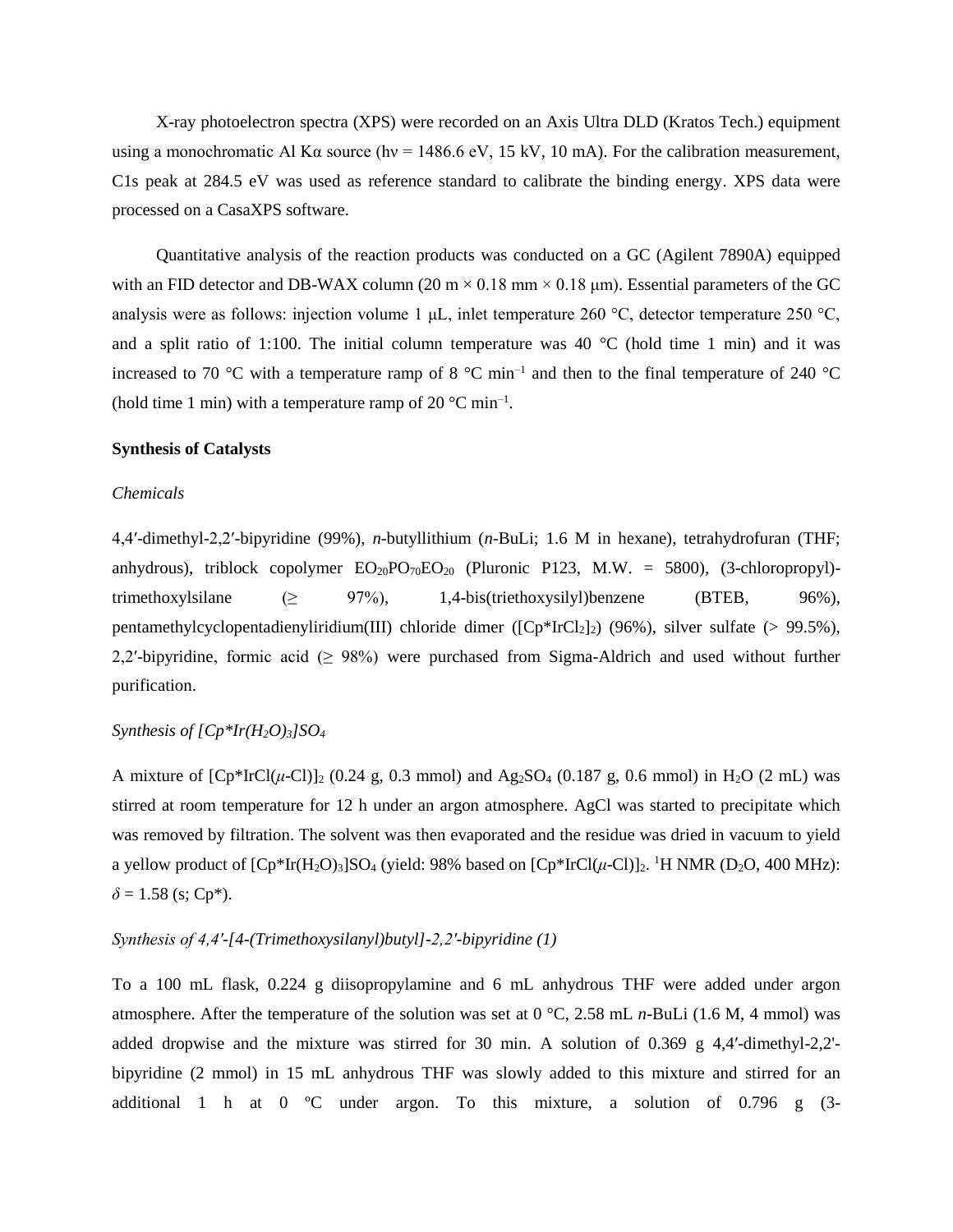X-ray photoelectron spectra (XPS) were recorded on an Axis Ultra DLD (Kratos Tech.) equipment using a monochromatic Al Kα source (hν = 1486.6 eV, 15 kV, 10 mA). For the calibration measurement, C1s peak at 284.5 eV was used as reference standard to calibrate the binding energy. XPS data were processed on a CasaXPS software.

Quantitative analysis of the reaction products was conducted on a GC (Agilent 7890A) equipped with an FID detector and DB-WAX column (20 m × 0.18 mm × 0.18 μm). Essential parameters of the GC analysis were as follows: injection volume 1 μL, inlet temperature 260 °C, detector temperature 250 °C, and a split ratio of 1:100. The initial column temperature was 40 °C (hold time 1 min) and it was increased to 70 °C with a temperature ramp of 8 °C $min^{-1}$ and then to the final temperature of 240 °C (hold time 1 min) with a temperature ramp of 20 °C $min^{-1}$.

**Synthesis of Catalysts**

*Chemicals*

4,4′-dimethyl-2,2′-bipyridine (99%), *n*-butyllithium (*n*-BuLi; 1.6 M in hexane), tetrahydrofuran (THF; anhydrous), triblock copolymer $EO_{20}PO_{70}EO_{20}$ (Pluronic P123, M.W. = 5800), (3-chloropropyl)-trimethoxylsilane (≥ 97%), 1,4-bis(triethoxysilyl)benzene (BTEB, 96%), pentamethylcyclopentadienyliridium(III) chloride dimer ($[Cp^*IrCl_2]_2$) (96%), silver sulfate (> 99.5%), 2,2′-bipyridine, formic acid (≥ 98%) were purchased from Sigma-Aldrich and used without further purification.

*Synthesis of $[Cp^*Ir(H_2O)_3]SO_4$*

A mixture of $[Cp^*IrCl(\mu\text{-}Cl)]_2$ (0.24 g, 0.3 mmol) and $Ag_2SO_4$ (0.187 g, 0.6 mmol) in $H_2O$ (2 mL) was stirred at room temperature for 12 h under an argon atmosphere. AgCl was started to precipitate which was removed by filtration. The solvent was then evaporated and the residue was dried in vacuum to yield a yellow product of $[Cp^*Ir(H_2O)_3]SO_4$ (yield: 98% based on $[Cp^*IrCl(\mu\text{-}Cl)]_2$. $^1H$ NMR ($D_2O$, 400 MHz): $\delta$ = 1.58 (s; Cp*).

*Synthesis of 4,4′-[4-(Trimethoxysilanyl)butyl]-2,2′-bipyridine (1)*

To a 100 mL flask, 0.224 g diisopropylamine and 6 mL anhydrous THF were added under argon atmosphere. After the temperature of the solution was set at 0 °C, 2.58 mL *n*-BuLi (1.6 M, 4 mmol) was added dropwise and the mixture was stirred for 30 min. A solution of 0.369 g 4,4′-dimethyl-2,2'-bipyridine (2 mmol) in 15 mL anhydrous THF was slowly added to this mixture and stirred for an additional 1 h at 0 ºC under argon. To this mixture, a solution of 0.796 g (3-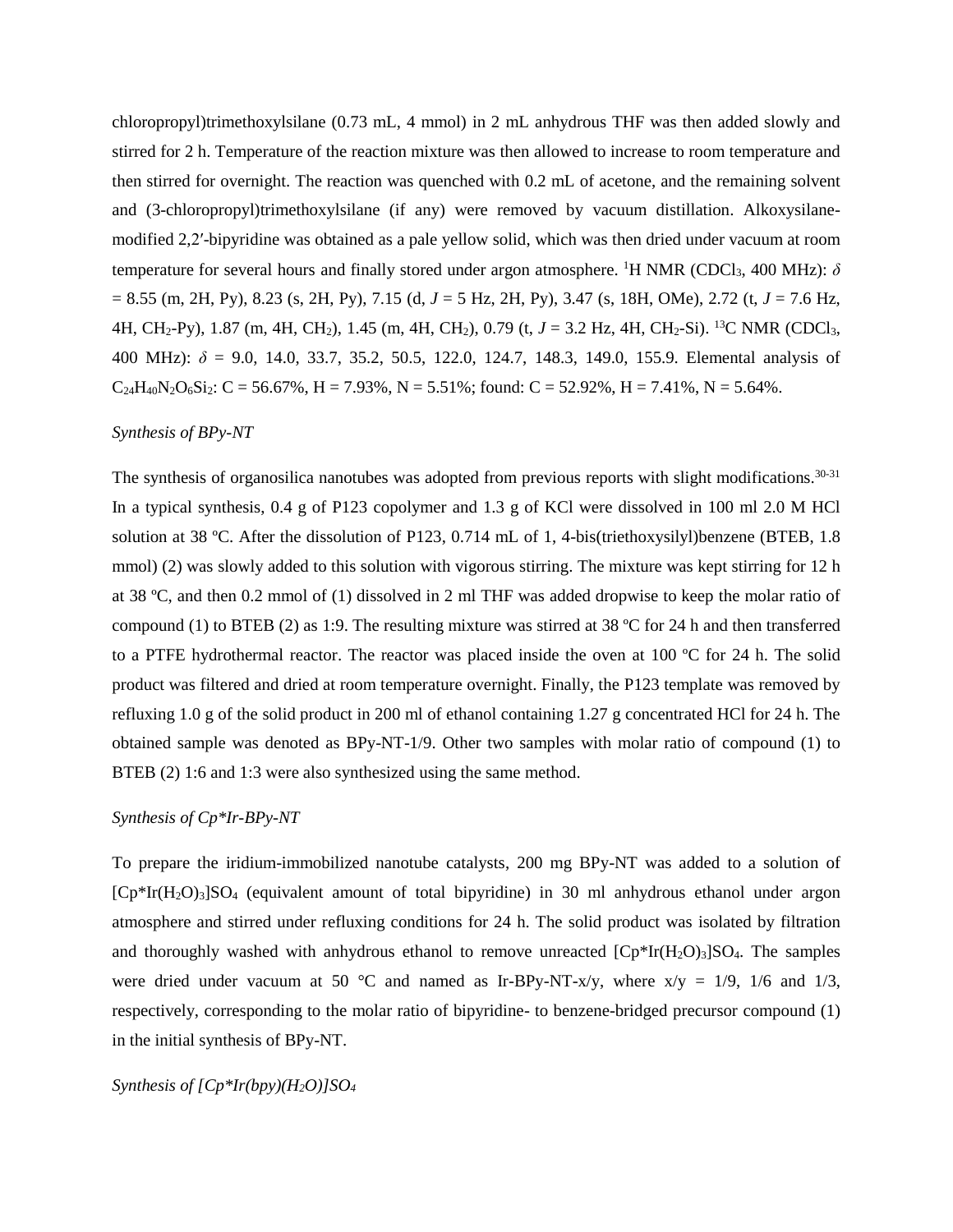chloropropyl)trimethoxylsilane (0.73 mL, 4 mmol) in 2 mL anhydrous THF was then added slowly and stirred for 2 h. Temperature of the reaction mixture was then allowed to increase to room temperature and then stirred for overnight. The reaction was quenched with 0.2 mL of acetone, and the remaining solvent and (3-chloropropyl)trimethoxylsilane (if any) were removed by vacuum distillation. Alkoxysilane-modified 2,2′-bipyridine was obtained as a pale yellow solid, which was then dried under vacuum at room temperature for several hours and finally stored under argon atmosphere. $^1$H NMR ($CDCl_3$, 400 MHz): $\delta$ = 8.55 (m, 2H, Py), 8.23 (s, 2H, Py), 7.15 (d, $J$ = 5 Hz, 2H, Py), 3.47 (s, 18H, OMe), 2.72 (t, $J$ = 7.6 Hz, 4H, $CH_2$-Py), 1.87 (m, 4H, $CH_2$), 1.45 (m, 4H, $CH_2$), 0.79 (t, $J$ = 3.2 Hz, 4H, $CH_2$-Si). $^{13}$C NMR ($CDCl_3$, 400 MHz): $\delta$ = 9.0, 14.0, 33.7, 35.2, 50.5, 122.0, 124.7, 148.3, 149.0, 155.9. Elemental analysis of $C_{24}H_{40}N_2O_6Si_2$: C = 56.67%, H = 7.93%, N = 5.51%; found: C = 52.92%, H = 7.41%, N = 5.64%.

*Synthesis of BPy-NT*

The synthesis of organosilica nanotubes was adopted from previous reports with slight modifications.[30-31] In a typical synthesis, 0.4 g of P123 copolymer and 1.3 g of KCl were dissolved in 100 ml 2.0 M HCl solution at 38 ºC. After the dissolution of P123, 0.714 mL of 1, 4-bis(triethoxysilyl)benzene (BTEB, 1.8 mmol) (2) was slowly added to this solution with vigorous stirring. The mixture was kept stirring for 12 h at 38 ºC, and then 0.2 mmol of (1) dissolved in 2 ml THF was added dropwise to keep the molar ratio of compound (1) to BTEB (2) as 1:9. The resulting mixture was stirred at 38 ºC for 24 h and then transferred to a PTFE hydrothermal reactor. The reactor was placed inside the oven at 100 ºC for 24 h. The solid product was filtered and dried at room temperature overnight. Finally, the P123 template was removed by refluxing 1.0 g of the solid product in 200 ml of ethanol containing 1.27 g concentrated HCl for 24 h. The obtained sample was denoted as BPy-NT-1/9. Other two samples with molar ratio of compound (1) to BTEB (2) 1:6 and 1:3 were also synthesized using the same method.

*Synthesis of Cp\*Ir-BPy-NT*

To prepare the iridium-immobilized nanotube catalysts, 200 mg BPy-NT was added to a solution of $[Cp^*Ir(H_2O)_3]SO_4$ (equivalent amount of total bipyridine) in 30 ml anhydrous ethanol under argon atmosphere and stirred under refluxing conditions for 24 h. The solid product was isolated by filtration and thoroughly washed with anhydrous ethanol to remove unreacted $[Cp^*Ir(H_2O)_3]SO_4$. The samples were dried under vacuum at 50 °C and named as Ir-BPy-NT-x/y, where x/y = 1/9, 1/6 and 1/3, respectively, corresponding to the molar ratio of bipyridine- to benzene-bridged precursor compound (1) in the initial synthesis of BPy-NT.

*Synthesis of $[Cp^*Ir(bpy)(H_2O)]SO_4$*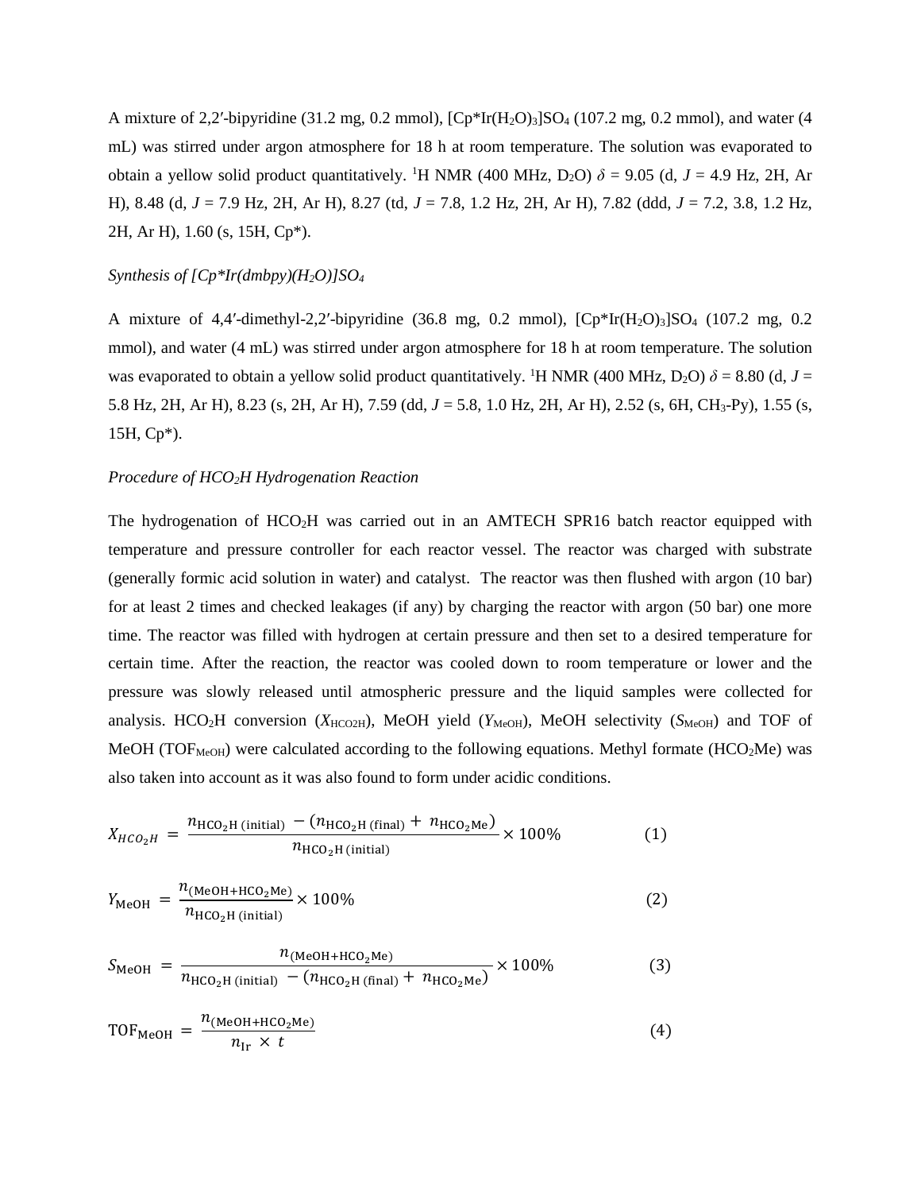A mixture of 2,2′-bipyridine (31.2 mg, 0.2 mmol), $[Cp^{*}Ir(H_2O)_3]SO_4$ (107.2 mg, 0.2 mmol), and water (4 mL) was stirred under argon atmosphere for 18 h at room temperature. The solution was evaporated to obtain a yellow solid product quantitatively. $^{1}$H NMR (400 MHz, $D_2O$) $\delta$ = 9.05 (d, $J$ = 4.9 Hz, 2H, Ar H), 8.48 (d, $J$ = 7.9 Hz, 2H, Ar H), 8.27 (td, $J$ = 7.8, 1.2 Hz, 2H, Ar H), 7.82 (ddd, $J$ = 7.2, 3.8, 1.2 Hz, 2H, Ar H), 1.60 (s, 15H, Cp*).

*Synthesis of $[Cp^{*}Ir(dmbpy)(H_2O)]SO_4$*

A mixture of 4,4′-dimethyl-2,2′-bipyridine (36.8 mg, 0.2 mmol), $[Cp^{*}Ir(H_2O)_3]SO_4$ (107.2 mg, 0.2 mmol), and water (4 mL) was stirred under argon atmosphere for 18 h at room temperature. The solution was evaporated to obtain a yellow solid product quantitatively. $^{1}$H NMR (400 MHz, $D_2O$) $\delta$ = 8.80 (d, $J$ = 5.8 Hz, 2H, Ar H), 8.23 (s, 2H, Ar H), 7.59 (dd, $J$ = 5.8, 1.0 Hz, 2H, Ar H), 2.52 (s, 6H, $CH_3$-Py), 1.55 (s, 15H, Cp*).

*Procedure of $HCO_2H$ Hydrogenation Reaction*

The hydrogenation of $HCO_2H$ was carried out in an AMTECH SPR16 batch reactor equipped with temperature and pressure controller for each reactor vessel. The reactor was charged with substrate (generally formic acid solution in water) and catalyst. The reactor was then flushed with argon (10 bar) for at least 2 times and checked leakages (if any) by charging the reactor with argon (50 bar) one more time. The reactor was filled with hydrogen at certain pressure and then set to a desired temperature for certain time. After the reaction, the reactor was cooled down to room temperature or lower and the pressure was slowly released until atmospheric pressure and the liquid samples were collected for analysis. $HCO_2H$ conversion ($X_{HCO2H}$), MeOH yield ($Y_{MeOH}$), MeOH selectivity ($S_{MeOH}$) and TOF of MeOH ($TOF_{MeOH}$) were calculated according to the following equations. Methyl formate ($HCO_2Me$) was also taken into account as it was also found to form under acidic conditions.

$$X_{HCO_2H} = \frac{n_{\mathrm{HCO_2H\ (initial)}} - (n_{\mathrm{HCO_2H\ (final)}} + n_{\mathrm{HCO_2Me}})}{n_{\mathrm{HCO_2H\ (initial)}}} \times 100\% \qquad (1)$$

$$Y_{\mathrm{MeOH}} = \frac{n_{\mathrm{(MeOH+HCO_2Me)}}}{n_{\mathrm{HCO_2H\ (initial)}}} \times 100\% \qquad (2)$$

$$S_{\mathrm{MeOH}} = \frac{n_{\mathrm{(MeOH+HCO_2Me)}}}{n_{\mathrm{HCO_2H\ (initial)}} - (n_{\mathrm{HCO_2H\ (final)}} + n_{\mathrm{HCO_2Me}})} \times 100\% \qquad (3)$$

$$\mathrm{TOF_{MeOH}} = \frac{n_{\mathrm{(MeOH+HCO_2Me)}}}{n_{\mathrm{Ir}} \times t} \qquad (4)$$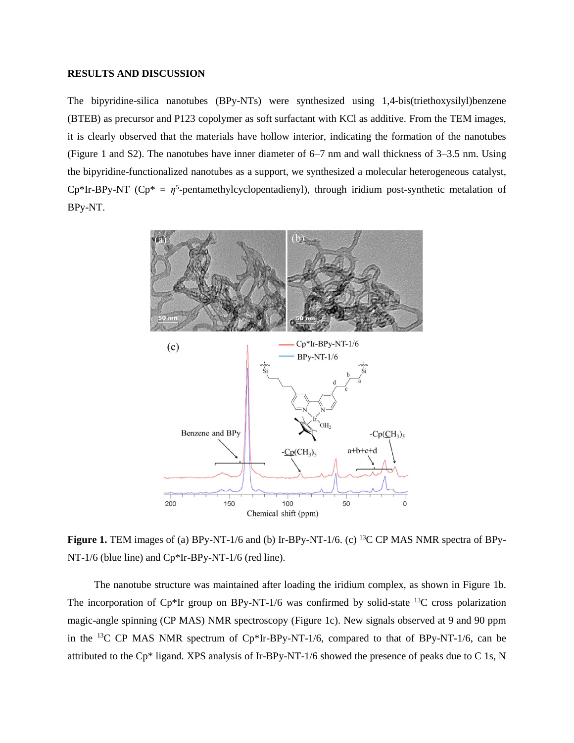## RESULTS AND DISCUSSION

The bipyridine-silica nanotubes (BPy-NTs) were synthesized using 1,4-bis(triethoxysilyl)benzene (BTEB) as precursor and P123 copolymer as soft surfactant with KCl as additive. From the TEM images, it is clearly observed that the materials have hollow interior, indicating the formation of the nanotubes (Figure 1 and S2). The nanotubes have inner diameter of 6–7 nm and wall thickness of 3–3.5 nm. Using the bipyridine-functionalized nanotubes as a support, we synthesized a molecular heterogeneous catalyst, Cp*Ir-BPy-NT (Cp* = $\eta^5$-pentamethylcyclopentadienyl), through iridium post-synthetic metalation of BPy-NT.

**Figure 1.** TEM images of (a) BPy-NT-1/6 and (b) Ir-BPy-NT-1/6. (c) $^{13}$C CP MAS NMR spectra of BPy-NT-1/6 (blue line) and Cp*Ir-BPy-NT-1/6 (red line).

The nanotube structure was maintained after loading the iridium complex, as shown in Figure 1b. The incorporation of Cp*Ir group on BPy-NT-1/6 was confirmed by solid-state $^{13}$C cross polarization magic-angle spinning (CP MAS) NMR spectroscopy (Figure 1c). New signals observed at 9 and 90 ppm in the $^{13}$C CP MAS NMR spectrum of Cp*Ir-BPy-NT-1/6, compared to that of BPy-NT-1/6, can be attributed to the Cp* ligand. XPS analysis of Ir-BPy-NT-1/6 showed the presence of peaks due to C 1s, N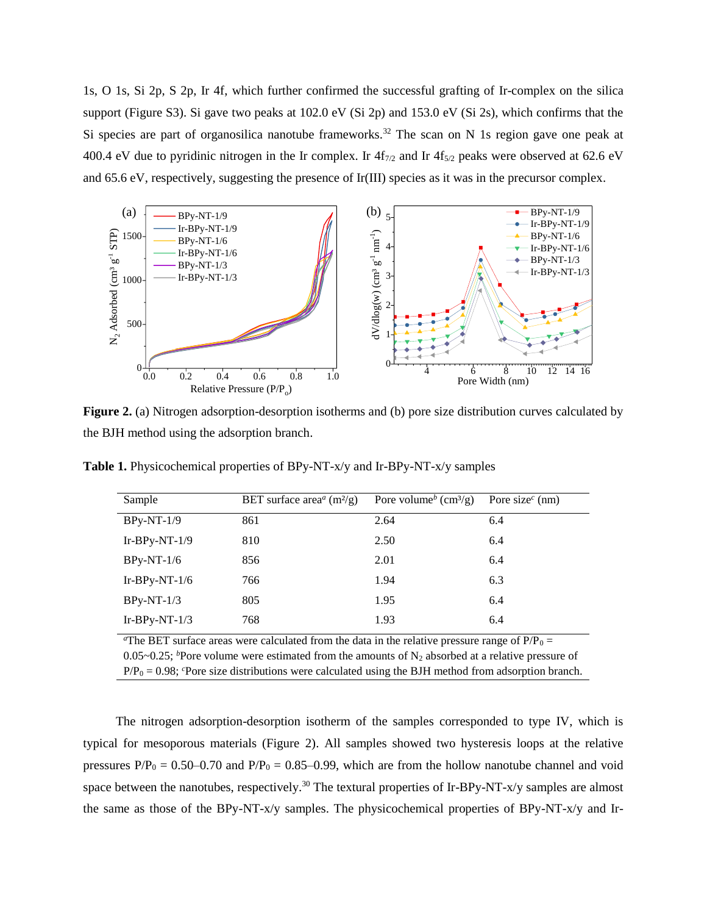1s, O 1s, Si 2p, S 2p, Ir 4f, which further confirmed the successful grafting of Ir-complex on the silica support (Figure S3). Si gave two peaks at 102.0 eV (Si 2p) and 153.0 eV (Si 2s), which confirms that the Si species are part of organosilica nanotube frameworks.[32] The scan on N 1s region gave one peak at 400.4 eV due to pyridinic nitrogen in the Ir complex. Ir $4f_{7/2}$ and Ir $4f_{5/2}$ peaks were observed at 62.6 eV and 65.6 eV, respectively, suggesting the presence of Ir(III) species as it was in the precursor complex.

**Figure 2.** (a) Nitrogen adsorption-desorption isotherms and (b) pore size distribution curves calculated by the BJH method using the adsorption branch.

**Table 1.** Physicochemical properties of BPy-NT-x/y and Ir-BPy-NT-x/y samples

| Sample | BET surface area[a] (m²/g) | Pore volume[b] (cm³/g) | Pore size[c] (nm) |
|---|---|---|---|
| BPy-NT-1/9 | 861 | 2.64 | 6.4 |
| Ir-BPy-NT-1/9 | 810 | 2.50 | 6.4 |
| BPy-NT-1/6 | 856 | 2.01 | 6.4 |
| Ir-BPy-NT-1/6 | 766 | 1.94 | 6.3 |
| BPy-NT-1/3 | 805 | 1.95 | 6.4 |
| Ir-BPy-NT-1/3 | 768 | 1.93 | 6.4 |

[a]The BET surface areas were calculated from the data in the relative pressure range of $P/P_0$ = 0.05~0.25; [b]Pore volume were estimated from the amounts of $N_2$ absorbed at a relative pressure of $P/P_0$ = 0.98; [c]Pore size distributions were calculated using the BJH method from adsorption branch.

The nitrogen adsorption-desorption isotherm of the samples corresponded to type IV, which is typical for mesoporous materials (Figure 2). All samples showed two hysteresis loops at the relative pressures $P/P_0$ = 0.50–0.70 and $P/P_0$ = 0.85–0.99, which are from the hollow nanotube channel and void space between the nanotubes, respectively.[30] The textural properties of Ir-BPy-NT-x/y samples are almost the same as those of the BPy-NT-x/y samples. The physicochemical properties of BPy-NT-x/y and Ir-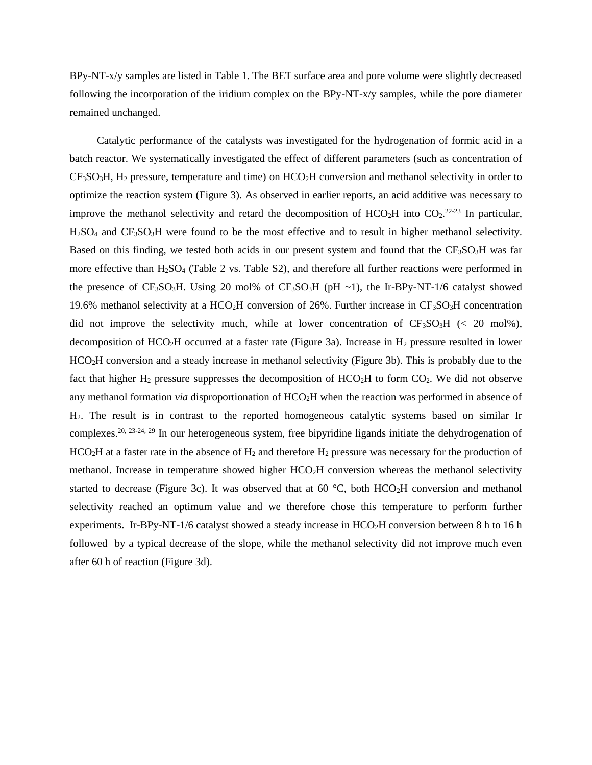BPy-NT-x/y samples are listed in Table 1. The BET surface area and pore volume were slightly decreased following the incorporation of the iridium complex on the BPy-NT-x/y samples, while the pore diameter remained unchanged.

Catalytic performance of the catalysts was investigated for the hydrogenation of formic acid in a batch reactor. We systematically investigated the effect of different parameters (such as concentration of $CF_3SO_3H$, $H_2$ pressure, temperature and time) on $HCO_2H$ conversion and methanol selectivity in order to optimize the reaction system (Figure 3). As observed in earlier reports, an acid additive was necessary to improve the methanol selectivity and retard the decomposition of $HCO_2H$ into $CO_2$.[22-23] In particular, $H_2SO_4$ and $CF_3SO_3H$ were found to be the most effective and to result in higher methanol selectivity. Based on this finding, we tested both acids in our present system and found that the $CF_3SO_3H$ was far more effective than $H_2SO_4$ (Table 2 vs. Table S2), and therefore all further reactions were performed in the presence of $CF_3SO_3H$. Using 20 mol% of $CF_3SO_3H$ (pH ~1), the Ir-BPy-NT-1/6 catalyst showed 19.6% methanol selectivity at a $HCO_2H$ conversion of 26%. Further increase in $CF_3SO_3H$ concentration did not improve the selectivity much, while at lower concentration of $CF_3SO_3H$ (< 20 mol%), decomposition of $HCO_2H$ occurred at a faster rate (Figure 3a). Increase in $H_2$ pressure resulted in lower $HCO_2H$ conversion and a steady increase in methanol selectivity (Figure 3b). This is probably due to the fact that higher $H_2$ pressure suppresses the decomposition of $HCO_2H$ to form $CO_2$. We did not observe any methanol formation *via* disproportionation of $HCO_2H$ when the reaction was performed in absence of $H_2$. The result is in contrast to the reported homogeneous catalytic systems based on similar Ir complexes.[20, 23-24, 29] In our heterogeneous system, free bipyridine ligands initiate the dehydrogenation of $HCO_2H$ at a faster rate in the absence of $H_2$ and therefore $H_2$ pressure was necessary for the production of methanol. Increase in temperature showed higher $HCO_2H$ conversion whereas the methanol selectivity started to decrease (Figure 3c). It was observed that at 60 °C, both $HCO_2H$ conversion and methanol selectivity reached an optimum value and we therefore chose this temperature to perform further experiments. Ir-BPy-NT-1/6 catalyst showed a steady increase in $HCO_2H$ conversion between 8 h to 16 h followed by a typical decrease of the slope, while the methanol selectivity did not improve much even after 60 h of reaction (Figure 3d).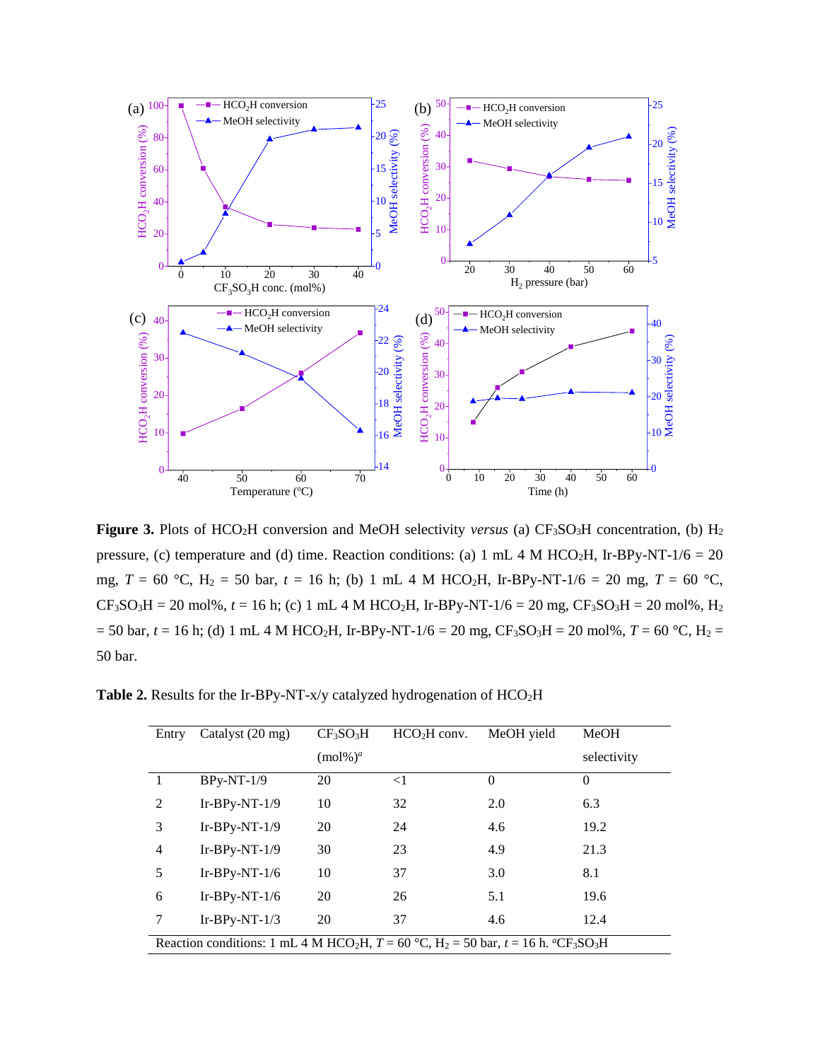**Figure 3.** Plots of $HCO_2H$ conversion and MeOH selectivity *versus* (a) $CF_3SO_3H$ concentration, (b) $H_2$ pressure, (c) temperature and (d) time. Reaction conditions: (a) 1 mL 4 M $HCO_2H$, Ir-BPy-NT-1/6 = 20 mg, $T$ = 60 °C, $H_2$ = 50 bar, $t$ = 16 h; (b) 1 mL 4 M $HCO_2H$, Ir-BPy-NT-1/6 = 20 mg, $T$ = 60 °C, $CF_3SO_3H$ = 20 mol%, $t$ = 16 h; (c) 1 mL 4 M $HCO_2H$, Ir-BPy-NT-1/6 = 20 mg, $CF_3SO_3H$ = 20 mol%, $H_2$ = 50 bar, $t$ = 16 h; (d) 1 mL 4 M $HCO_2H$, Ir-BPy-NT-1/6 = 20 mg, $CF_3SO_3H$ = 20 mol%, $T$ = 60 °C, $H_2$ = 50 bar.

**Table 2.** Results for the Ir-BPy-NT-x/y catalyzed hydrogenation of $HCO_2H$

| Entry | Catalyst (20 mg) | $CF_3SO_3H$ (mol%)[a] | $HCO_2H$ conv. | MeOH yield | MeOH selectivity |
|---|---|---|---|---|---|
| 1 | BPy-NT-1/9 | 20 | <1 | 0 | 0 |
| 2 | Ir-BPy-NT-1/9 | 10 | 32 | 2.0 | 6.3 |
| 3 | Ir-BPy-NT-1/9 | 20 | 24 | 4.6 | 19.2 |
| 4 | Ir-BPy-NT-1/9 | 30 | 23 | 4.9 | 21.3 |
| 5 | Ir-BPy-NT-1/6 | 10 | 37 | 3.0 | 8.1 |
| 6 | Ir-BPy-NT-1/6 | 20 | 26 | 5.1 | 19.6 |
| 7 | Ir-BPy-NT-1/3 | 20 | 37 | 4.6 | 12.4 |

Reaction conditions: 1 mL 4 M $HCO_2H$, $T$ = 60 °C, $H_2$ = 50 bar, $t$ = 16 h. [a]$CF_3SO_3H$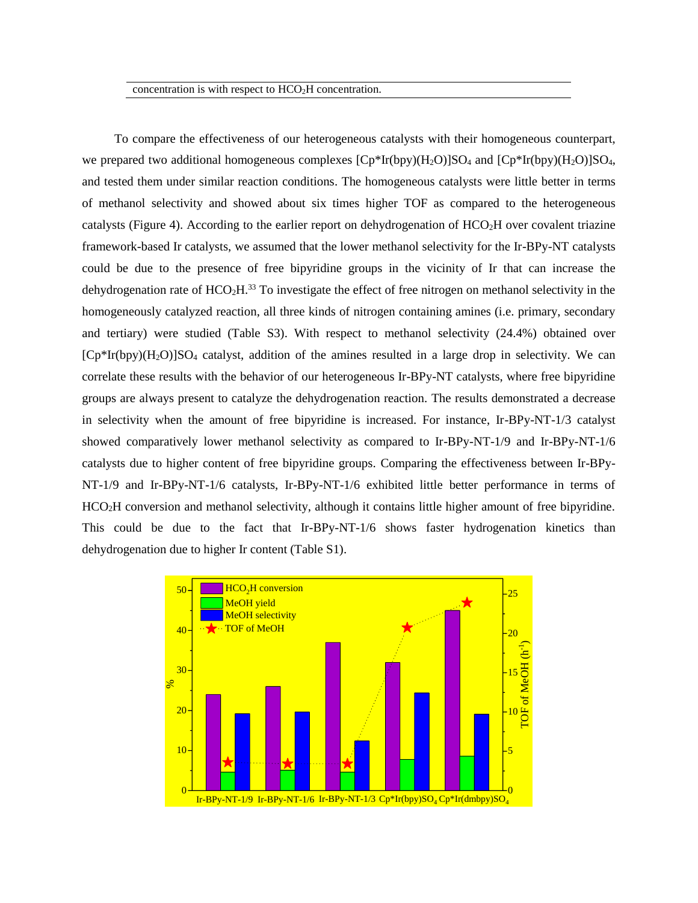concentration is with respect to $HCO_2H$ concentration.

To compare the effectiveness of our heterogeneous catalysts with their homogeneous counterpart, we prepared two additional homogeneous complexes [Cp*Ir(bpy)($H_2O$)]$SO_4$ and [Cp*Ir(bpy)($H_2O$)]$SO_4$, and tested them under similar reaction conditions. The homogeneous catalysts were little better in terms of methanol selectivity and showed about six times higher TOF as compared to the heterogeneous catalysts (Figure 4). According to the earlier report on dehydrogenation of $HCO_2H$ over covalent triazine framework-based Ir catalysts, we assumed that the lower methanol selectivity for the Ir-BPy-NT catalysts could be due to the presence of free bipyridine groups in the vicinity of Ir that can increase the dehydrogenation rate of $HCO_2H$.[33] To investigate the effect of free nitrogen on methanol selectivity in the homogeneously catalyzed reaction, all three kinds of nitrogen containing amines (i.e. primary, secondary and tertiary) were studied (Table S3). With respect to methanol selectivity (24.4%) obtained over [Cp*Ir(bpy)($H_2O$)]$SO_4$ catalyst, addition of the amines resulted in a large drop in selectivity. We can correlate these results with the behavior of our heterogeneous Ir-BPy-NT catalysts, where free bipyridine groups are always present to catalyze the dehydrogenation reaction. The results demonstrated a decrease in selectivity when the amount of free bipyridine is increased. For instance, Ir-BPy-NT-1/3 catalyst showed comparatively lower methanol selectivity as compared to Ir-BPy-NT-1/9 and Ir-BPy-NT-1/6 catalysts due to higher content of free bipyridine groups. Comparing the effectiveness between Ir-BPy-NT-1/9 and Ir-BPy-NT-1/6 catalysts, Ir-BPy-NT-1/6 exhibited little better performance in terms of $HCO_2H$ conversion and methanol selectivity, although it contains little higher amount of free bipyridine. This could be due to the fact that Ir-BPy-NT-1/6 shows faster hydrogenation kinetics than dehydrogenation due to higher Ir content (Table S1).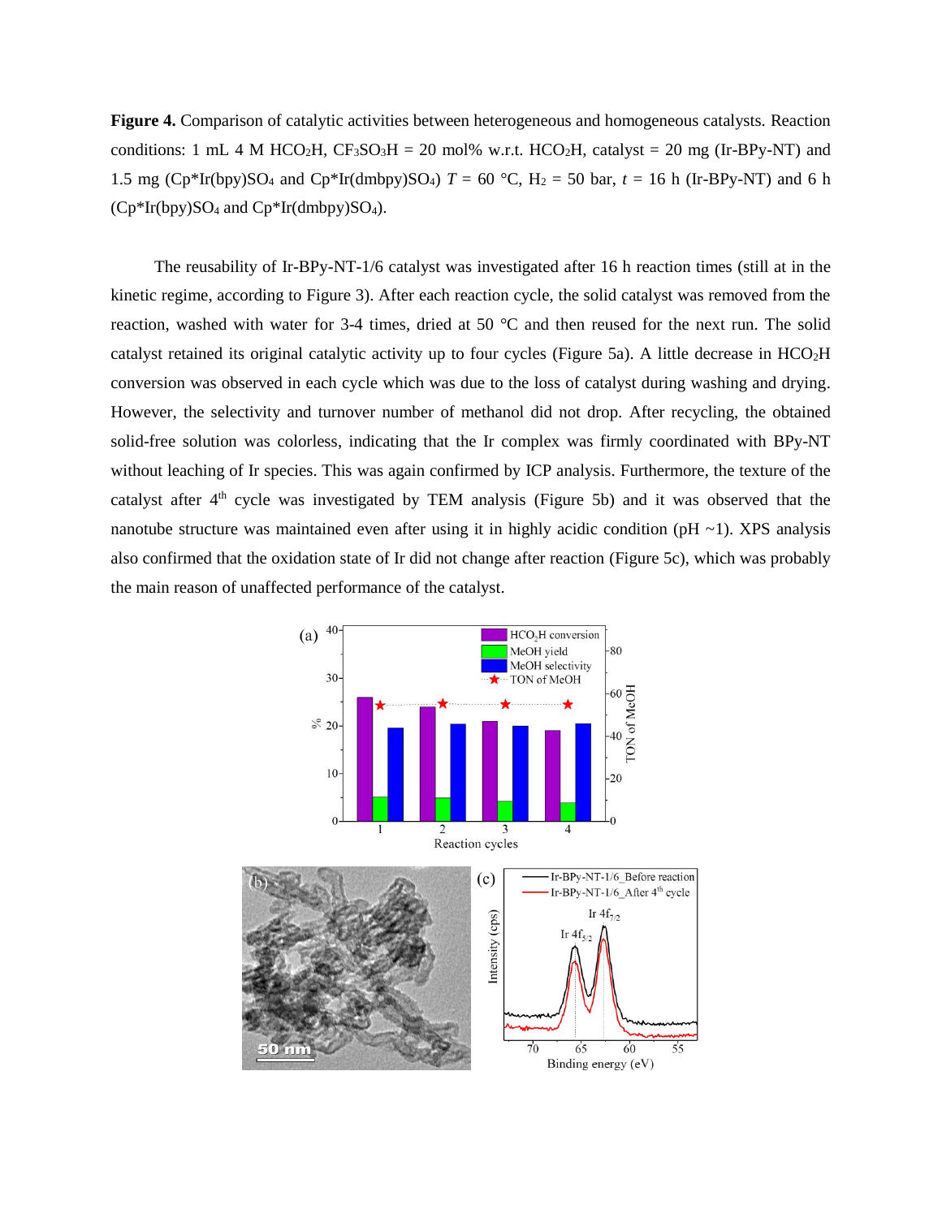**Figure 4.** Comparison of catalytic activities between heterogeneous and homogeneous catalysts. Reaction conditions: 1 mL 4 M $HCO_2H$, $CF_3SO_3H$ = 20 mol% w.r.t. $HCO_2H$, catalyst = 20 mg (Ir-BPy-NT) and 1.5 mg ($Cp^*Ir(bpy)SO_4$ and $Cp^*Ir(dmbpy)SO_4$) $T$ = 60 °C, $H_2$ = 50 bar, $t$ = 16 h (Ir-BPy-NT) and 6 h ($Cp^*Ir(bpy)SO_4$ and $Cp^*Ir(dmbpy)SO_4$).

The reusability of Ir-BPy-NT-1/6 catalyst was investigated after 16 h reaction times (still at in the kinetic regime, according to Figure 3). After each reaction cycle, the solid catalyst was removed from the reaction, washed with water for 3-4 times, dried at 50 °C and then reused for the next run. The solid catalyst retained its original catalytic activity up to four cycles (Figure 5a). A little decrease in $HCO_2H$ conversion was observed in each cycle which was due to the loss of catalyst during washing and drying. However, the selectivity and turnover number of methanol did not drop. After recycling, the obtained solid-free solution was colorless, indicating that the Ir complex was firmly coordinated with BPy-NT without leaching of Ir species. This was again confirmed by ICP analysis. Furthermore, the texture of the catalyst after 4th cycle was investigated by TEM analysis (Figure 5b) and it was observed that the nanotube structure was maintained even after using it in highly acidic condition (pH ~1). XPS analysis also confirmed that the oxidation state of Ir did not change after reaction (Figure 5c), which was probably the main reason of unaffected performance of the catalyst.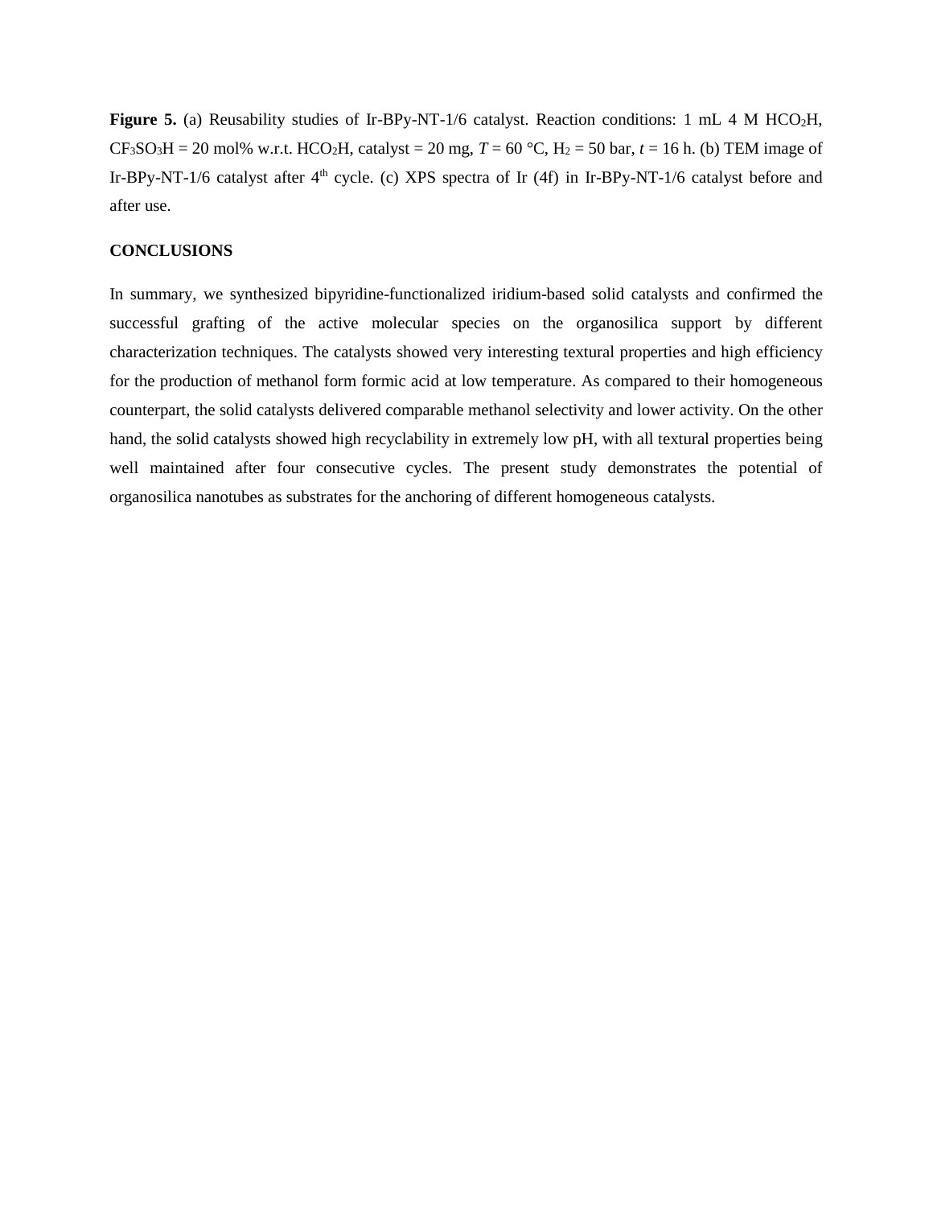**Figure 5.** (a) Reusability studies of Ir-BPy-NT-1/6 catalyst. Reaction conditions: 1 mL 4 M $HCO_2H$, $CF_3SO_3H$ = 20 mol% w.r.t. $HCO_2H$, catalyst = 20 mg, $T$ = 60 °C, $H_2$ = 50 bar, $t$ = 16 h. (b) TEM image of Ir-BPy-NT-1/6 catalyst after 4$^{th}$ cycle. (c) XPS spectra of Ir (4f) in Ir-BPy-NT-1/6 catalyst before and after use.

## CONCLUSIONS

In summary, we synthesized bipyridine-functionalized iridium-based solid catalysts and confirmed the successful grafting of the active molecular species on the organosilica support by different characterization techniques. The catalysts showed very interesting textural properties and high efficiency for the production of methanol form formic acid at low temperature. As compared to their homogeneous counterpart, the solid catalysts delivered comparable methanol selectivity and lower activity. On the other hand, the solid catalysts showed high recyclability in extremely low pH, with all textural properties being well maintained after four consecutive cycles. The present study demonstrates the potential of organosilica nanotubes as substrates for the anchoring of different homogeneous catalysts.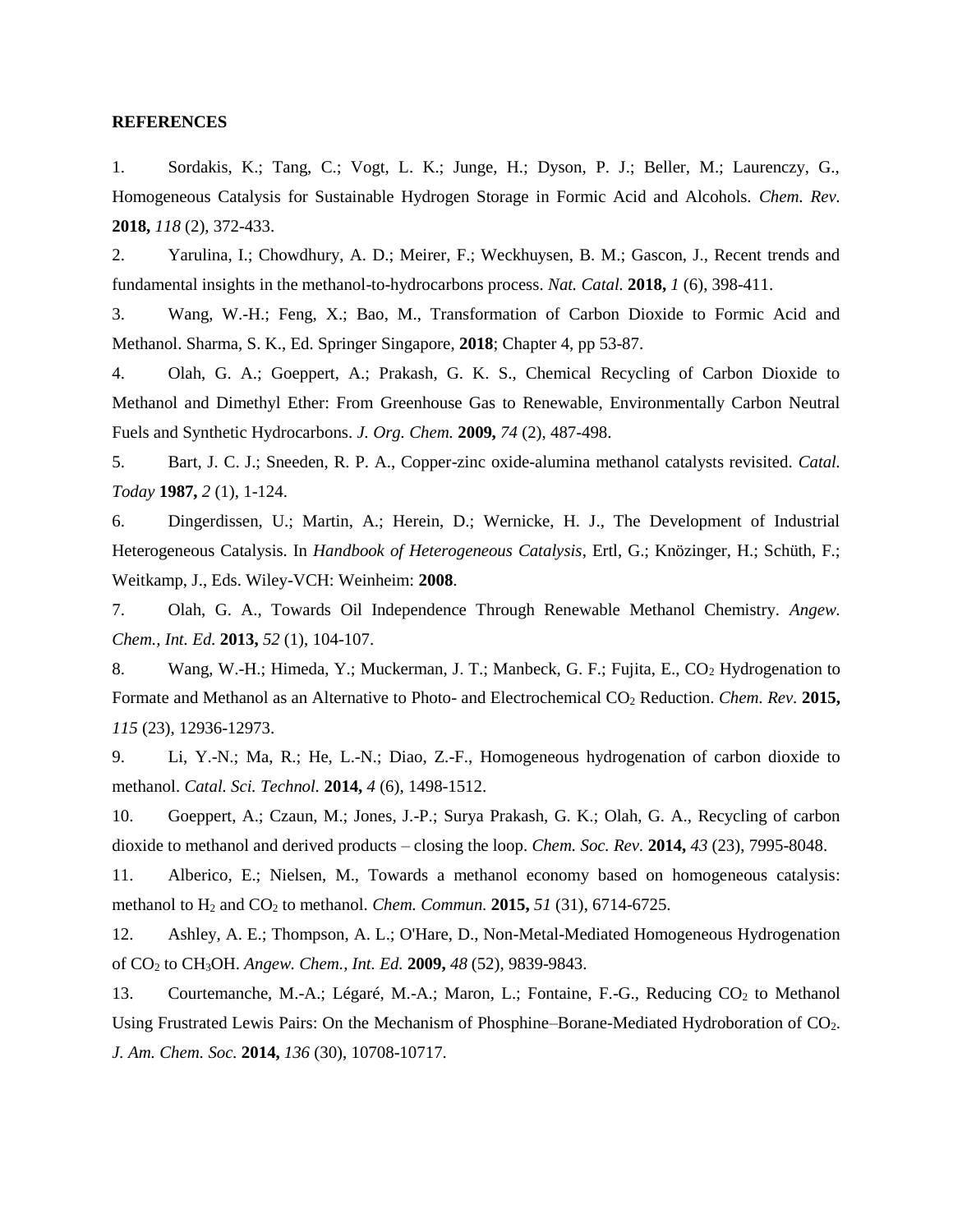**REFERENCES**

1. Sordakis, K.; Tang, C.; Vogt, L. K.; Junge, H.; Dyson, P. J.; Beller, M.; Laurenczy, G., Homogeneous Catalysis for Sustainable Hydrogen Storage in Formic Acid and Alcohols. *Chem. Rev.* **2018,** *118* (2), 372-433.

2. Yarulina, I.; Chowdhury, A. D.; Meirer, F.; Weckhuysen, B. M.; Gascon, J., Recent trends and fundamental insights in the methanol-to-hydrocarbons process. *Nat. Catal.* **2018,** *1* (6), 398-411.

3. Wang, W.-H.; Feng, X.; Bao, M., Transformation of Carbon Dioxide to Formic Acid and Methanol. Sharma, S. K., Ed. Springer Singapore, **2018**; Chapter 4, pp 53-87.

4. Olah, G. A.; Goeppert, A.; Prakash, G. K. S., Chemical Recycling of Carbon Dioxide to Methanol and Dimethyl Ether: From Greenhouse Gas to Renewable, Environmentally Carbon Neutral Fuels and Synthetic Hydrocarbons. *J. Org. Chem.* **2009,** *74* (2), 487-498.

5. Bart, J. C. J.; Sneeden, R. P. A., Copper-zinc oxide-alumina methanol catalysts revisited. *Catal. Today* **1987,** *2* (1), 1-124.

6. Dingerdissen, U.; Martin, A.; Herein, D.; Wernicke, H. J., The Development of Industrial Heterogeneous Catalysis. In *Handbook of Heterogeneous Catalysis*, Ertl, G.; Knözinger, H.; Schüth, F.; Weitkamp, J., Eds. Wiley-VCH: Weinheim: **2008**.

7. Olah, G. A., Towards Oil Independence Through Renewable Methanol Chemistry. *Angew. Chem., Int. Ed.* **2013,** *52* (1), 104-107.

8. Wang, W.-H.; Himeda, Y.; Muckerman, J. T.; Manbeck, G. F.; Fujita, E., $CO_2$ Hydrogenation to Formate and Methanol as an Alternative to Photo- and Electrochemical $CO_2$ Reduction. *Chem. Rev.* **2015,** *115* (23), 12936-12973.

9. Li, Y.-N.; Ma, R.; He, L.-N.; Diao, Z.-F., Homogeneous hydrogenation of carbon dioxide to methanol. *Catal. Sci. Technol.* **2014,** *4* (6), 1498-1512.

10. Goeppert, A.; Czaun, M.; Jones, J.-P.; Surya Prakash, G. K.; Olah, G. A., Recycling of carbon dioxide to methanol and derived products – closing the loop. *Chem. Soc. Rev*. **2014,** *43* (23), 7995-8048.

11. Alberico, E.; Nielsen, M., Towards a methanol economy based on homogeneous catalysis: methanol to $H_2$ and $CO_2$ to methanol. *Chem. Commun.* **2015,** *51* (31), 6714-6725.

12. Ashley, A. E.; Thompson, A. L.; O'Hare, D., Non-Metal-Mediated Homogeneous Hydrogenation of $CO_2$ to $CH_3OH$. *Angew. Chem., Int. Ed.* **2009,** *48* (52), 9839-9843.

13. Courtemanche, M.-A.; Légaré, M.-A.; Maron, L.; Fontaine, F.-G., Reducing $CO_2$ to Methanol Using Frustrated Lewis Pairs: On the Mechanism of Phosphine–Borane-Mediated Hydroboration of $CO_2$. *J. Am. Chem. Soc.* **2014,** *136* (30), 10708-10717.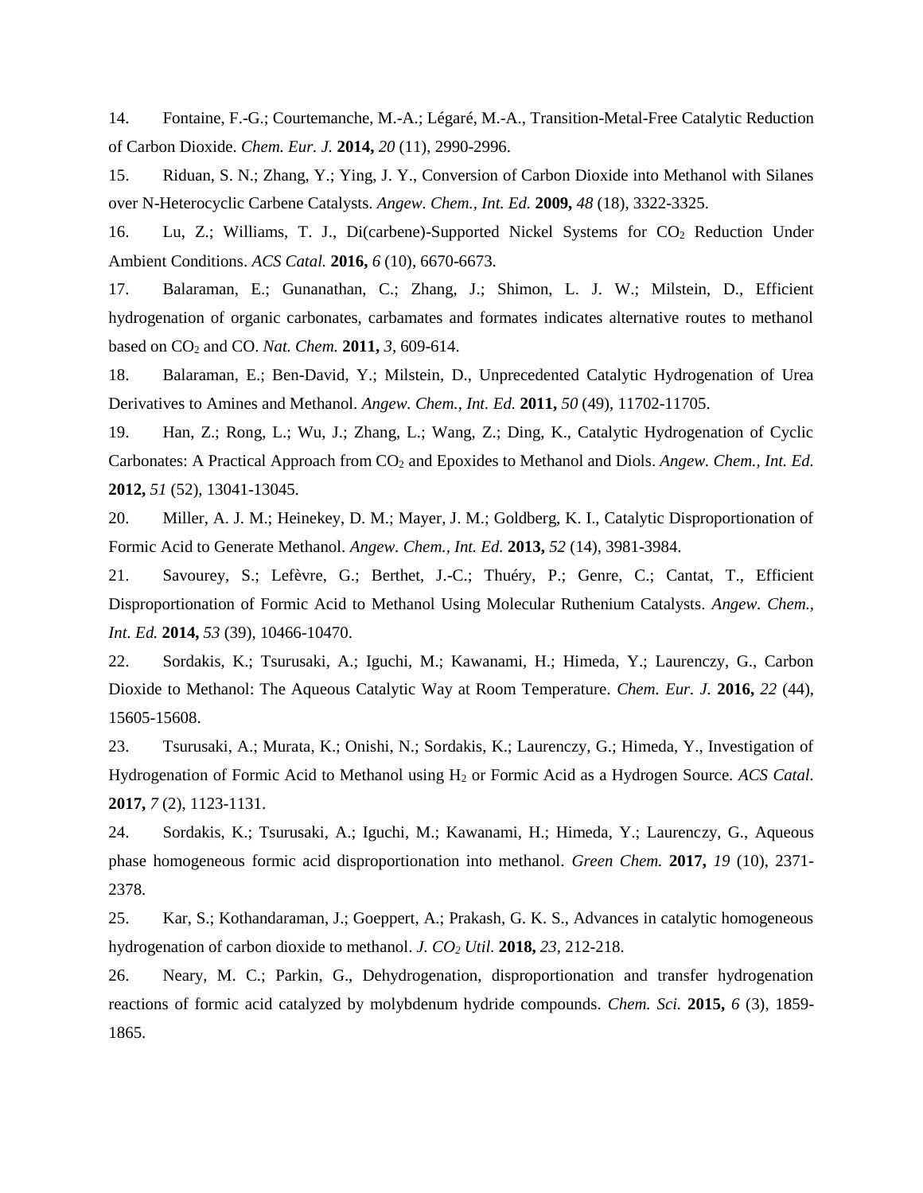14. Fontaine, F.-G.; Courtemanche, M.-A.; Légaré, M.-A., Transition-Metal-Free Catalytic Reduction of Carbon Dioxide. *Chem. Eur. J.* **2014,** *20* (11), 2990-2996.

15. Riduan, S. N.; Zhang, Y.; Ying, J. Y., Conversion of Carbon Dioxide into Methanol with Silanes over N-Heterocyclic Carbene Catalysts. *Angew. Chem., Int. Ed.* **2009,** *48* (18), 3322-3325.

16. Lu, Z.; Williams, T. J., Di(carbene)-Supported Nickel Systems for $CO_2$ Reduction Under Ambient Conditions. *ACS Catal.* **2016,** *6* (10), 6670-6673.

17. Balaraman, E.; Gunanathan, C.; Zhang, J.; Shimon, L. J. W.; Milstein, D., Efficient hydrogenation of organic carbonates, carbamates and formates indicates alternative routes to methanol based on $CO_2$ and CO. *Nat. Chem.* **2011,** *3*, 609-614.

18. Balaraman, E.; Ben-David, Y.; Milstein, D., Unprecedented Catalytic Hydrogenation of Urea Derivatives to Amines and Methanol. *Angew. Chem., Int. Ed.* **2011,** *50* (49), 11702-11705.

19. Han, Z.; Rong, L.; Wu, J.; Zhang, L.; Wang, Z.; Ding, K., Catalytic Hydrogenation of Cyclic Carbonates: A Practical Approach from $CO_2$ and Epoxides to Methanol and Diols. *Angew. Chem., Int. Ed.* **2012,** *51* (52), 13041-13045.

20. Miller, A. J. M.; Heinekey, D. M.; Mayer, J. M.; Goldberg, K. I., Catalytic Disproportionation of Formic Acid to Generate Methanol. *Angew. Chem., Int. Ed.* **2013,** *52* (14), 3981-3984.

21. Savourey, S.; Lefèvre, G.; Berthet, J.-C.; Thuéry, P.; Genre, C.; Cantat, T., Efficient Disproportionation of Formic Acid to Methanol Using Molecular Ruthenium Catalysts. *Angew. Chem., Int. Ed.* **2014,** *53* (39), 10466-10470.

22. Sordakis, K.; Tsurusaki, A.; Iguchi, M.; Kawanami, H.; Himeda, Y.; Laurenczy, G., Carbon Dioxide to Methanol: The Aqueous Catalytic Way at Room Temperature. *Chem. Eur. J.* **2016,** *22* (44), 15605-15608.

23. Tsurusaki, A.; Murata, K.; Onishi, N.; Sordakis, K.; Laurenczy, G.; Himeda, Y., Investigation of Hydrogenation of Formic Acid to Methanol using $H_2$ or Formic Acid as a Hydrogen Source. *ACS Catal.* **2017,** *7* (2), 1123-1131.

24. Sordakis, K.; Tsurusaki, A.; Iguchi, M.; Kawanami, H.; Himeda, Y.; Laurenczy, G., Aqueous phase homogeneous formic acid disproportionation into methanol. *Green Chem.* **2017,** *19* (10), 2371-2378.

25. Kar, S.; Kothandaraman, J.; Goeppert, A.; Prakash, G. K. S., Advances in catalytic homogeneous hydrogenation of carbon dioxide to methanol. *J. $CO_2$ Util.* **2018,** *23*, 212-218.

26. Neary, M. C.; Parkin, G., Dehydrogenation, disproportionation and transfer hydrogenation reactions of formic acid catalyzed by molybdenum hydride compounds. *Chem. Sci.* **2015,** *6* (3), 1859-1865.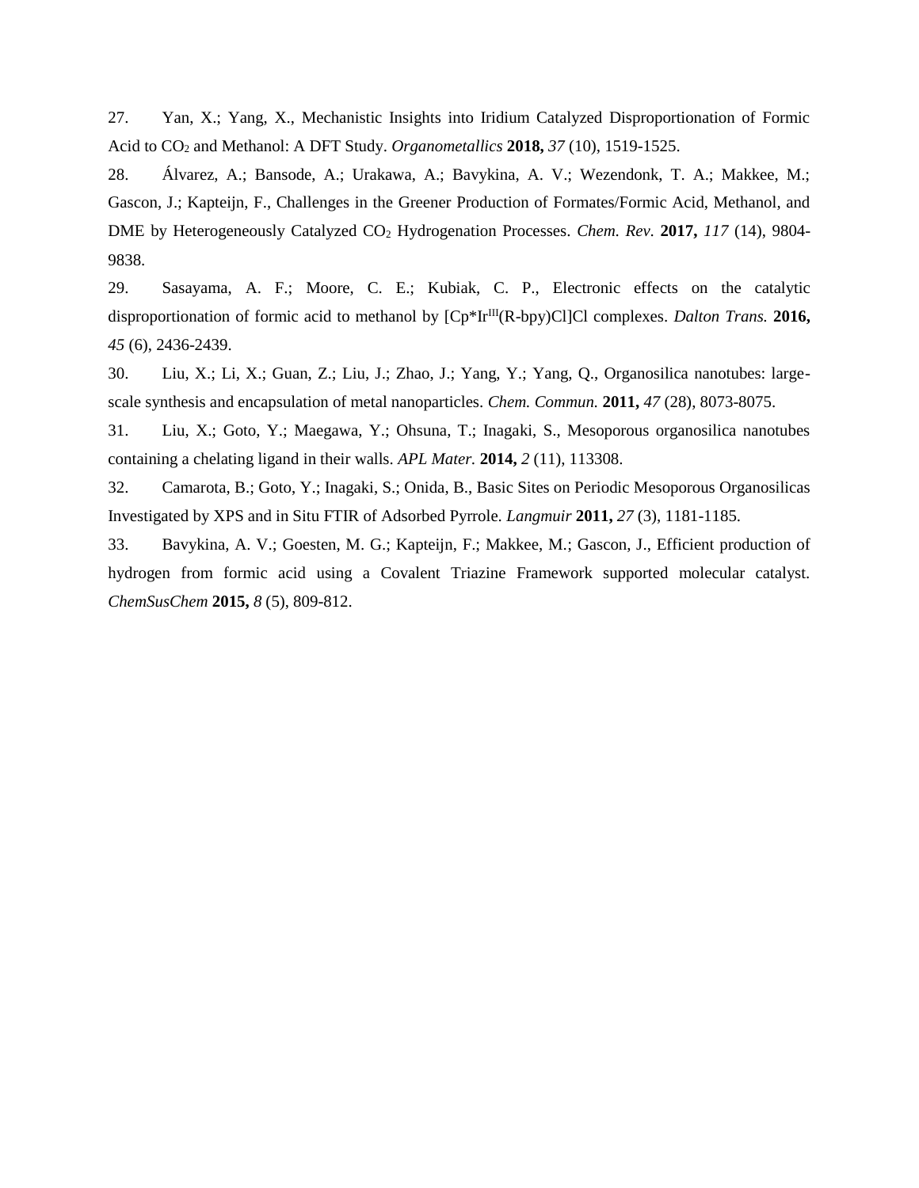27. Yan, X.; Yang, X., Mechanistic Insights into Iridium Catalyzed Disproportionation of Formic Acid to $CO_2$ and Methanol: A DFT Study. *Organometallics* **2018,** *37* (10), 1519-1525.

28. Álvarez, A.; Bansode, A.; Urakawa, A.; Bavykina, A. V.; Wezendonk, T. A.; Makkee, M.; Gascon, J.; Kapteijn, F., Challenges in the Greener Production of Formates/Formic Acid, Methanol, and DME by Heterogeneously Catalyzed $CO_2$ Hydrogenation Processes. *Chem. Rev.* **2017,** *117* (14), 9804-9838.

29. Sasayama, A. F.; Moore, C. E.; Kubiak, C. P., Electronic effects on the catalytic disproportionation of formic acid to methanol by [Cp*$Ir^{III}$(R-bpy)Cl]Cl complexes. *Dalton Trans.* **2016,** *45* (6), 2436-2439.

30. Liu, X.; Li, X.; Guan, Z.; Liu, J.; Zhao, J.; Yang, Y.; Yang, Q., Organosilica nanotubes: large-scale synthesis and encapsulation of metal nanoparticles. *Chem. Commun.* **2011,** *47* (28), 8073-8075.

31. Liu, X.; Goto, Y.; Maegawa, Y.; Ohsuna, T.; Inagaki, S., Mesoporous organosilica nanotubes containing a chelating ligand in their walls. *APL Mater.* **2014,** *2* (11), 113308.

32. Camarota, B.; Goto, Y.; Inagaki, S.; Onida, B., Basic Sites on Periodic Mesoporous Organosilicas Investigated by XPS and in Situ FTIR of Adsorbed Pyrrole. *Langmuir* **2011,** *27* (3), 1181-1185.

33. Bavykina, A. V.; Goesten, M. G.; Kapteijn, F.; Makkee, M.; Gascon, J., Efficient production of hydrogen from formic acid using a Covalent Triazine Framework supported molecular catalyst. *ChemSusChem* **2015,** *8* (5), 809-812.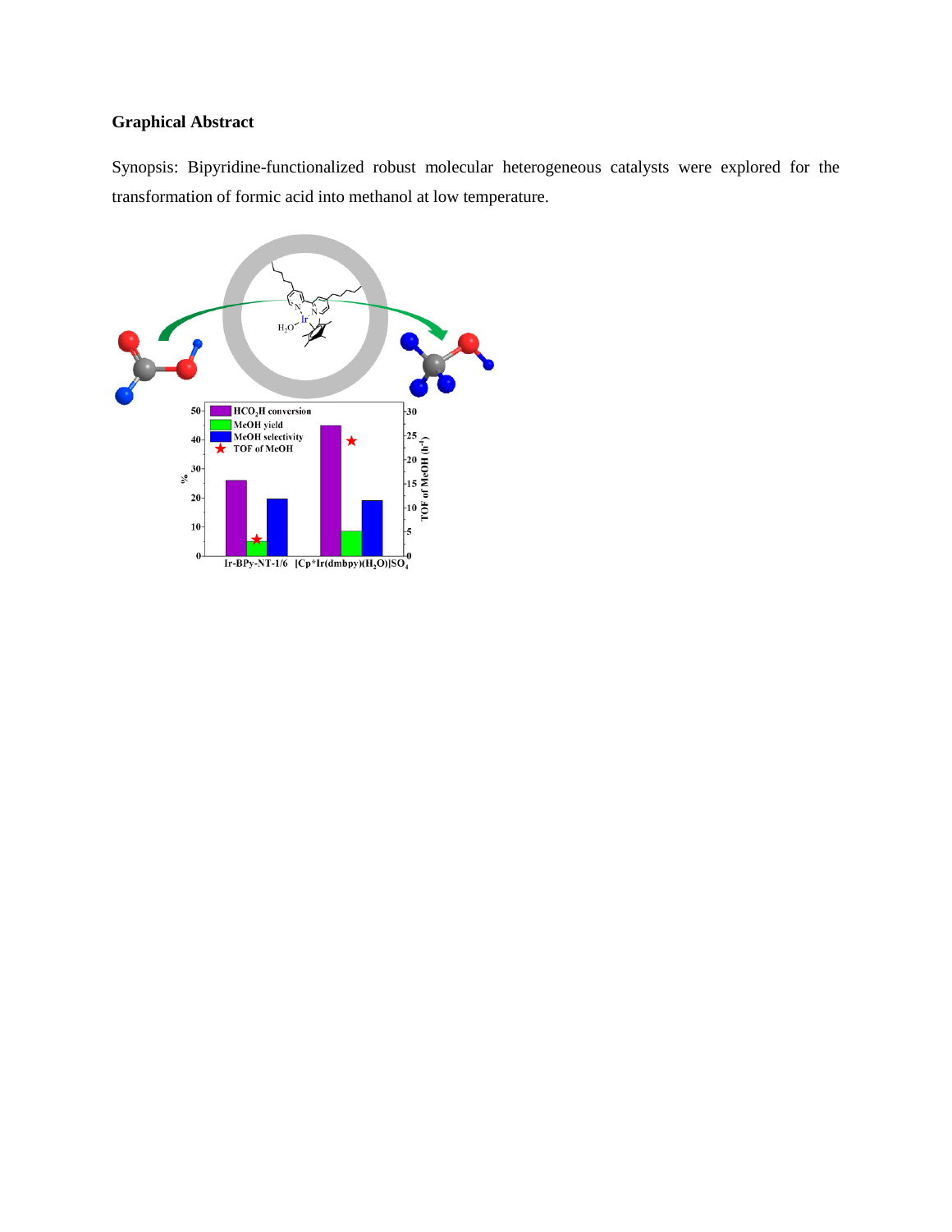## Graphical Abstract

Synopsis: Bipyridine-functionalized robust molecular heterogeneous catalysts were explored for the transformation of formic acid into methanol at low temperature.

Ir

$H_2O$

N

N

50

40

30

20

10

0

%

$HCO_2H$ conversion

MeOH yield

MeOH selectivity

TOF of MeOH

30

25

20

15

10

5

0

TOF of MeOH ($h^{-1}$)

Ir-BPy-NT-1/6

$[Cp^*Ir(dmbpy)(H_2O)]SO_4$